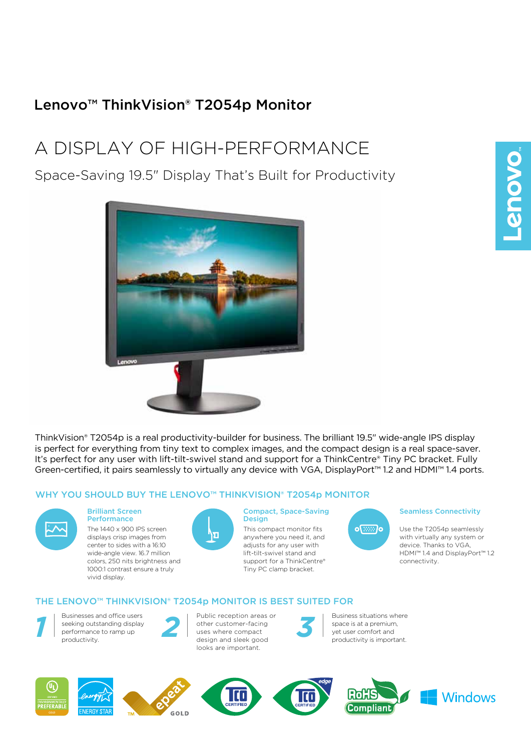# Lenovo™ ThinkVision® T2054p Monitor

## A DISPLAY OF HIGH-PERFORMANCE

Space-Saving 19.5" Display That's Built for Productivity

ThinkVision® T2054p is a real productivity-builder for business. The brilliant 19.5" wide-angle IPS display is perfect for everything from tiny text to complex images, and the compact design is a real space-saver. It's perfect for any user with lift-tilt-swivel stand and support for a ThinkCentre® Tiny PC bracket. Fully Green-certified, it pairs seamlessly to virtually any device with VGA, DisplayPort™ 1.2 and HDMI™ 1.4 ports.

### WHY YOU SHOULD BUY THE LENOVO™ THINKVISION® T2054p MONITOR

**Brilliant Screen Performance**

The 1440 x 900 IPS screen displays crisp images from center to sides with a 16:10 wide-angle view. 16.7 million colors, 250 nits brightness and 1000:1 contrast ensure a truly vivid display.

**Compact, Space-Saving Design**

This compact monitor fits anywhere you need it, and adjusts for any user with lift-tilt-swivel stand and support for a ThinkCentre® Tiny PC clamp bracket.

**Seamless Connectivity**

Use the T2054p seamlessly with virtually any system or device. Thanks to VGA, HDMI™ 1.4 and DisplayPort™ 1.2 connectivity.

### THE LENOVO™ THINKVISION® T2054p MONITOR IS BEST SUITED FOR

1. Businesses and office users seeking outstanding display performance to ramp up productivity.
2. Public reception areas or other customer-facing uses where compact design and sleek good looks are important.
3. Business situations where space is at a premium, yet user comfort and productivity is important.

UL Environmentally Preferable Gold | ENERGY STAR | epeat GOLD | TCO Certified | TCO Certified edge | RoHS Compliant | Windows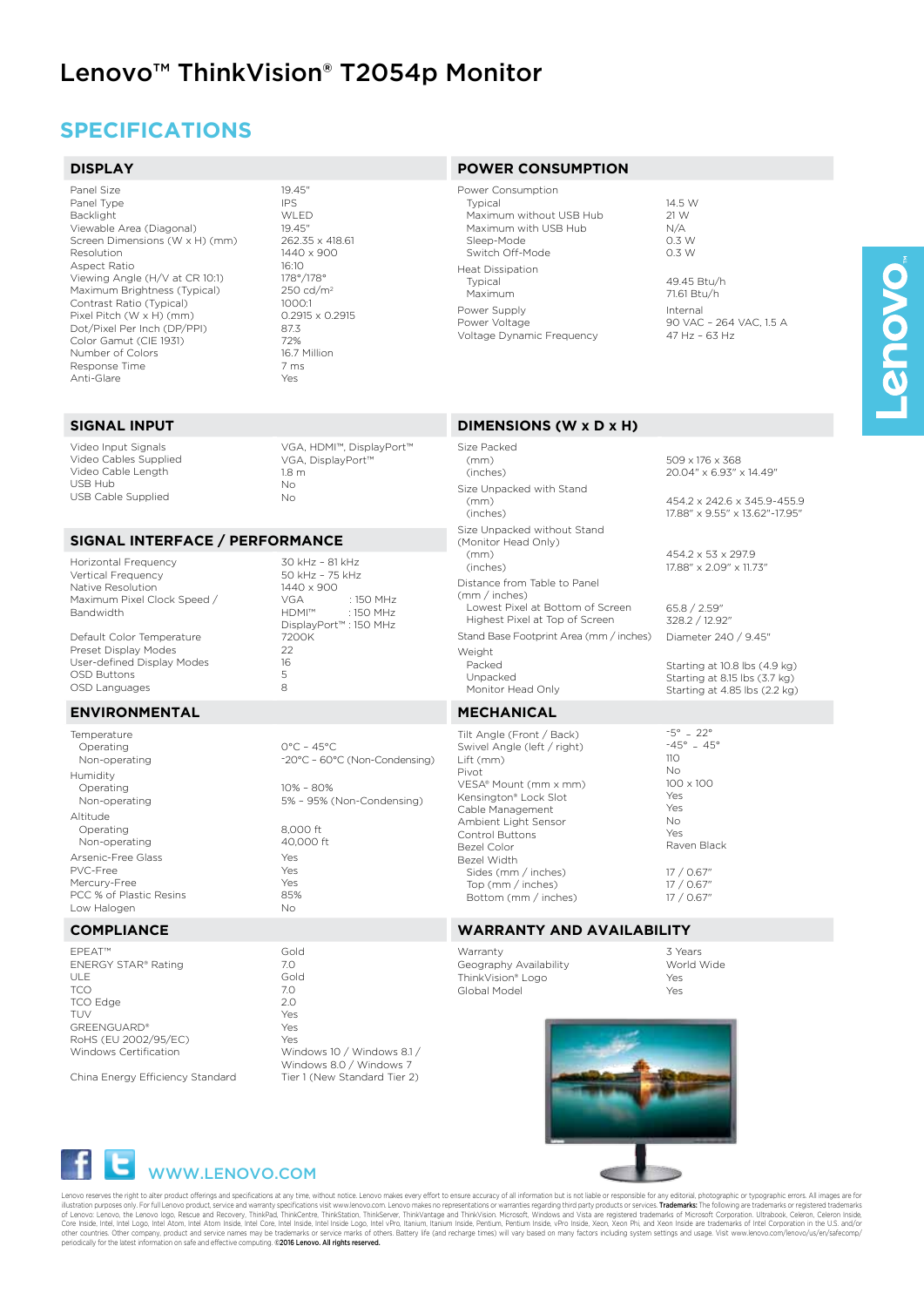# Lenovo™ ThinkVision® T2054p Monitor

## SPECIFICATIONS

### DISPLAY

| | |
|---|---|
| Panel Size | 19.45" |
| Panel Type | IPS |
| Backlight | WLED |
| Viewable Area (Diagonal) | 19.45" |
| Screen Dimensions (W x H) (mm) | 262.35 x 418.61 |
| Resolution | 1440 x 900 |
| Aspect Ratio | 16:10 |
| Viewing Angle (H/V at CR 10:1) | 178°/178° |
| Maximum Brightness (Typical) | 250 cd/m² |
| Contrast Ratio (Typical) | 1000:1 |
| Pixel Pitch (W x H) (mm) | 0.2915 x 0.2915 |
| Dot/Pixel Per Inch (DP/PPI) | 87.3 |
| Color Gamut (CIE 1931) | 72% |
| Number of Colors | 16.7 Million |
| Response Time | 7 ms |
| Anti-Glare | Yes |

### POWER CONSUMPTION

| | |
|---|---|
| Power Consumption | |
| Typical | 14.5 W |
| Maximum without USB Hub | 21 W |
| Maximum with USB Hub | N/A |
| Sleep-Mode | 0.3 W |
| Switch Off-Mode | 0.3 W |
| Heat Dissipation | |
| Typical | 49.45 Btu/h |
| Maximum | 71.61 Btu/h |
| Power Supply | Internal |
| Power Voltage | 90 VAC – 264 VAC, 1.5 A |
| Voltage Dynamic Frequency | 47 Hz – 63 Hz |

### SIGNAL INPUT

| | |
|---|---|
| Video Input Signals | VGA, HDMI™, DisplayPort™ |
| Video Cables Supplied | VGA, DisplayPort™ |
| Video Cable Length | 1.8 m |
| USB Hub | No |
| USB Cable Supplied | No |

### SIGNAL INTERFACE / PERFORMANCE

| | |
|---|---|
| Horizontal Frequency | 30 kHz – 81 kHz |
| Vertical Frequency | 50 kHz – 75 kHz |
| Native Resolution | 1440 x 900 |
| Maximum Pixel Clock Speed / Bandwidth | VGA : 150 MHz<br>HDMI™ : 150 MHz<br>DisplayPort™ : 150 MHz |
| Default Color Temperature | 7200K |
| Preset Display Modes | 22 |
| User-defined Display Modes | 16 |
| OSD Buttons | 5 |
| OSD Languages | 8 |

### ENVIRONMENTAL

| | |
|---|---|
| Temperature | |
| Operating | 0°C – 45°C |
| Non-operating | -20°C – 60°C (Non-Condensing) |
| Humidity | |
| Operating | 10% – 80% |
| Non-operating | 5% – 95% (Non-Condensing) |
| Altitude | |
| Operating | 8,000 ft |
| Non-operating | 40,000 ft |
| Arsenic-Free Glass | Yes |
| PVC-Free | Yes |
| Mercury-Free | Yes |
| PCC % of Plastic Resins | 85% |
| Low Halogen | No |

### COMPLIANCE

| | |
|---|---|
| EPEAT™ | Gold |
| ENERGY STAR® Rating | 7.0 |
| ULE | Gold |
| TCO | 7.0 |
| TCO Edge | 2.0 |
| TUV | Yes |
| GREENGUARD® | Yes |
| RoHS (EU 2002/95/EC) | Yes |
| Windows Certification | Windows 10 / Windows 8.1 / Windows 8.0 / Windows 7 |
| China Energy Efficiency Standard | Tier 1 (New Standard Tier 2) |

### DIMENSIONS (W x D x H)

| | |
|---|---|
| Size Packed | |
| (mm) | 509 x 176 x 368 |
| (inches) | 20.04" x 6.93" x 14.49" |
| Size Unpacked with Stand | |
| (mm) | 454.2 x 242.6 x 345.9-455.9 |
| (inches) | 17.88" x 9.55" x 13.62"-17.95" |
| Size Unpacked without Stand (Monitor Head Only) | |
| (mm) | 454.2 x 53 x 297.9 |
| (inches) | 17.88" x 2.09" x 11.73" |
| Distance from Table to Panel (mm / inches) | |
| Lowest Pixel at Bottom of Screen | 65.8 / 2.59" |
| Highest Pixel at Top of Screen | 328.2 / 12.92" |
| Stand Base Footprint Area (mm / inches) | Diameter 240 / 9.45" |
| Weight | |
| Packed | Starting at 10.8 lbs (4.9 kg) |
| Unpacked | Starting at 8.15 lbs (3.7 kg) |
| Monitor Head Only | Starting at 4.85 lbs (2.2 kg) |

### MECHANICAL

| | |
|---|---|
| Tilt Angle (Front / Back) | -5° – 22° |
| Swivel Angle (left / right) | -45° – 45° |
| Lift (mm) | 110 |
| Pivot | No |
| VESA® Mount (mm x mm) | 100 x 100 |
| Kensington® Lock Slot | Yes |
| Cable Management | Yes |
| Ambient Light Sensor | No |
| Control Buttons | Yes |
| Bezel Color | Raven Black |
| Bezel Width | |
| Sides (mm / inches) | 17 / 0.67" |
| Top (mm / inches) | 17 / 0.67" |
| Bottom (mm / inches) | 17 / 0.67" |

### WARRANTY AND AVAILABILITY

| | |
|---|---|
| Warranty | 3 Years |
| Geography Availability | World Wide |
| ThinkVision® Logo | Yes |
| Global Model | Yes |

WWW.LENOVO.COM

Lenovo reserves the right to alter product offerings and specifications at any time, without notice. Lenovo makes every effort to ensure accuracy of all information but is not liable or responsible for any editorial, photographic or typographic errors. All images are for illustration purposes only. For full Lenovo product, service and warranty specifications visit www.lenovo.com. Lenovo makes no representations or warranties regarding third party products or services. **Trademarks:** The following are trademarks or registered trademarks of Lenovo: Lenovo, the Lenovo logo, Rescue and Recovery, ThinkPad, ThinkCentre, ThinkStation, ThinkServer, ThinkVantage and ThinkVision. Microsoft, Windows and Vista are registered trademarks of Microsoft Corporation. Ultrabook, Celeron, Celeron Inside, Core Inside, Intel, Intel Logo, Intel Atom, Intel Atom Inside, Intel Core, Intel Inside, Intel Inside Logo, Intel vPro, Itanium, Itanium Inside, Pentium, Pentium Inside, vPro Inside, Xeon, Xeon Phi, and Xeon Inside are trademarks of Intel Corporation in the U.S. and/or other countries. Other company, product and service names may be trademarks or service marks of others. Battery life (and recharge times) will vary based on many factors including system settings and usage. Visit www.lenovo.com/lenovo/us/en/safecomp/ periodically for the latest information on safe and effective computing. **©2016 Lenovo. All rights reserved.**